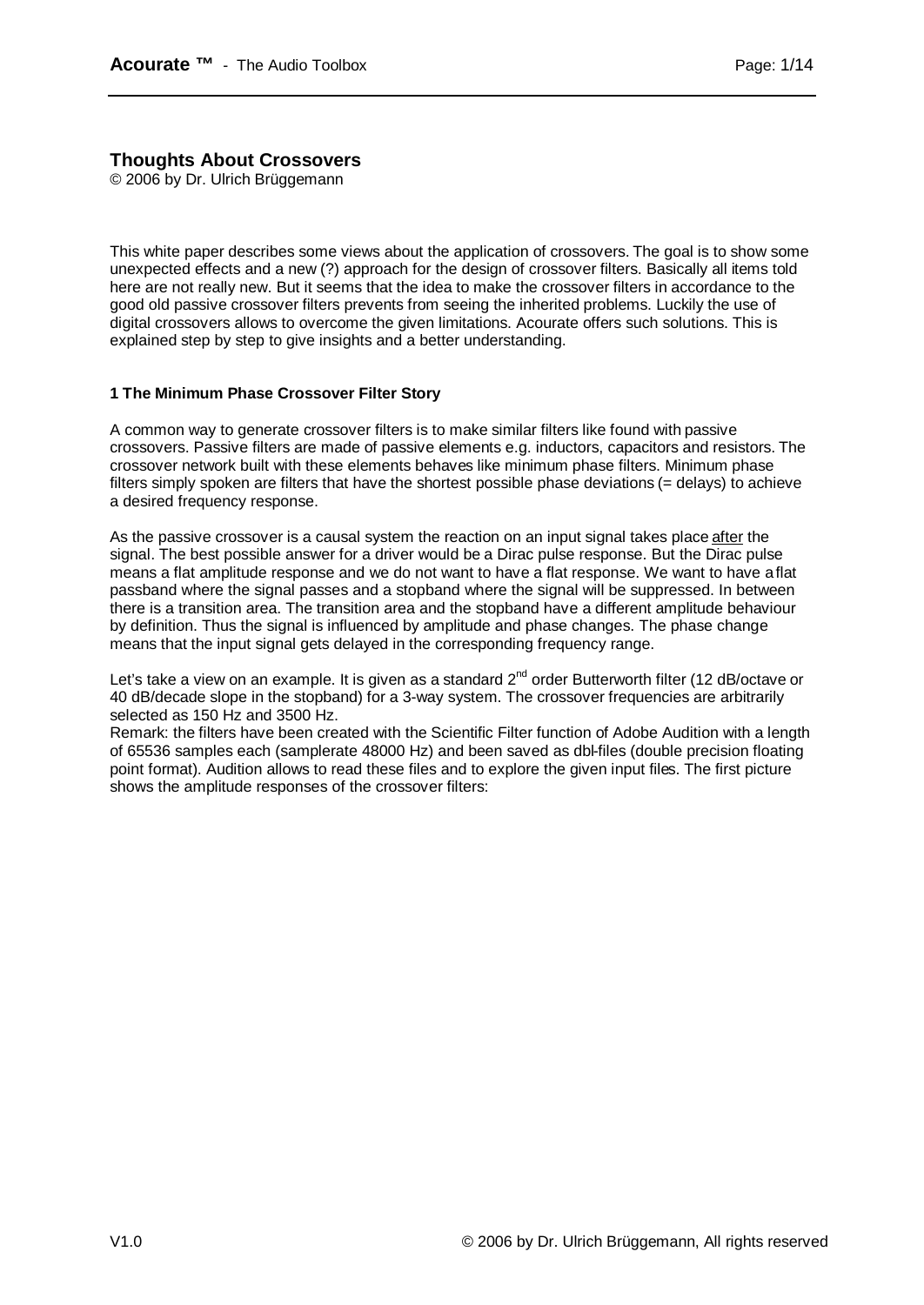# Thoughts About Crossovers

© 2006 by Dr. Ulrich Brüggemann

This white paper describes some views about the application of crossovers. The goal is to show some unexpected effects and a new (?) approach for the design of crossover filters. Basically all items told here are not really new. But it seems that the idea to make the crossover filters in accordance to the good old passive crossover filters prevents from seeing the inherited problems. Luckily the use of digital crossovers allows to overcome the given limitations. Acourate offers such solutions. This is explained step by step to give insights and a better understanding.

## 1 The Minimum Phase Crossover Filter Story

A common way to generate crossover filters is to make similar filters like found with passive crossovers. Passive filters are made of passive elements e.g. inductors, capacitors and resistors. The crossover network built with these elements behaves like minimum phase filters. Minimum phase filters simply spoken are filters that have the shortest possible phase deviations (= delays) to achieve a desired frequency response.

As the passive crossover is a causal system the reaction on an input signal takes place <u>after</u> the signal. The best possible answer for a driver would be a Dirac pulse response. But the Dirac pulse means a flat amplitude response and we do not want to have a flat response. We want to have a flat passband where the signal passes and a stopband where the signal will be suppressed. In between there is a transition area. The transition area and the stopband have a different amplitude behaviour by definition. Thus the signal is influenced by amplitude and phase changes. The phase change means that the input signal gets delayed in the corresponding frequency range.

Let's take a view on an example. It is given as a standard 2$^{nd}$ order Butterworth filter (12 dB/octave or 40 dB/decade slope in the stopband) for a 3-way system. The crossover frequencies are arbitrarily selected as 150 Hz and 3500 Hz.

Remark: the filters have been created with the Scientific Filter function of Adobe Audition with a length of 65536 samples each (samplerate 48000 Hz) and been saved as dbl-files (double precision floating point format). Audition allows to read these files and to explore the given input files. The first picture shows the amplitude responses of the crossover filters: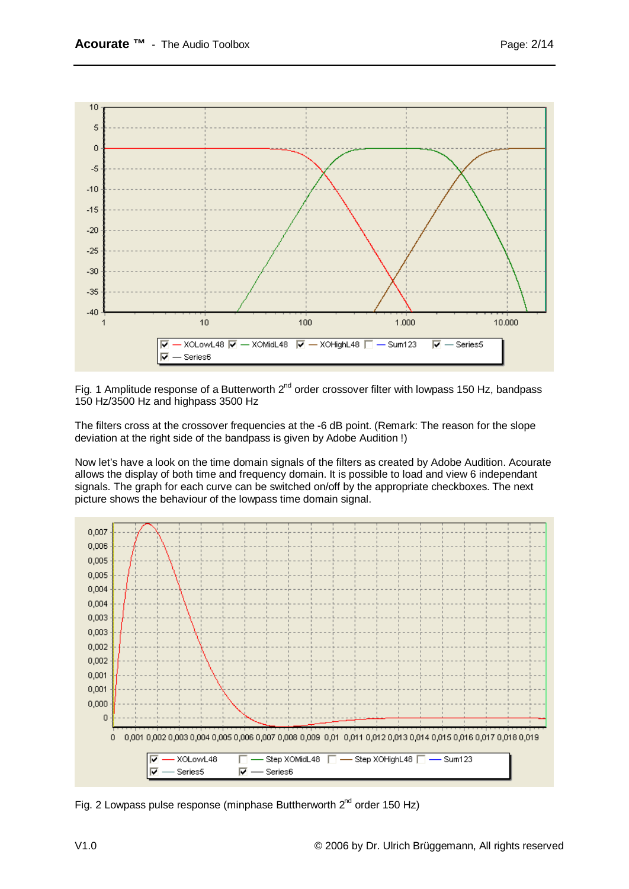Fig. 1 Amplitude response of a Butterworth 2nd order crossover filter with lowpass 150 Hz, bandpass 150 Hz/3500 Hz and highpass 3500 Hz

The filters cross at the crossover frequencies at the -6 dB point. (Remark: The reason for the slope deviation at the right side of the bandpass is given by Adobe Audition !)

Now let's have a look on the time domain signals of the filters as created by Adobe Audition. Acourate allows the display of both time and frequency domain. It is possible to load and view 6 independant signals. The graph for each curve can be switched on/off by the appropriate checkboxes. The next picture shows the behaviour of the lowpass time domain signal.

Fig. 2 Lowpass pulse response (minphase Butthertworth 2nd order 150 Hz)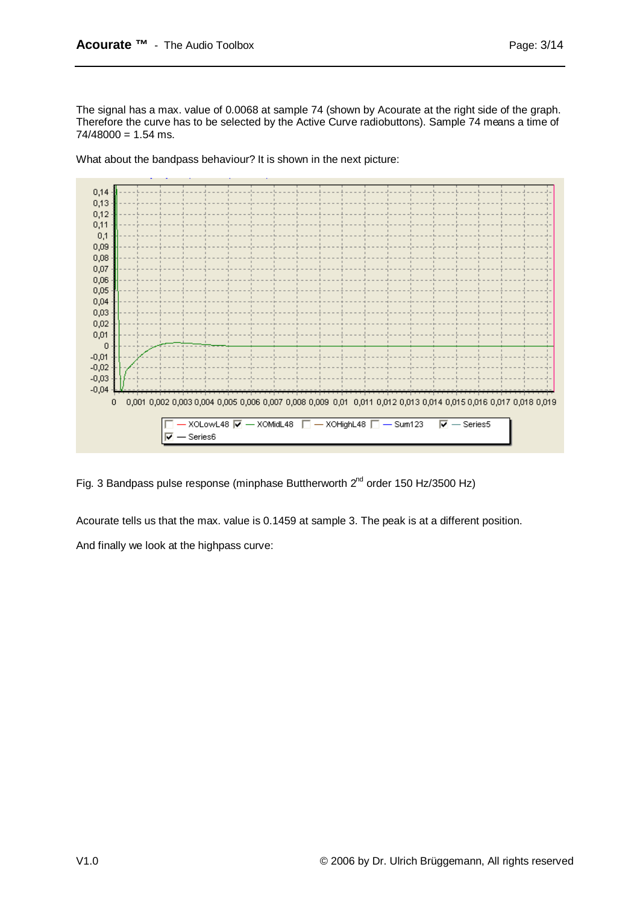The signal has a max. value of 0.0068 at sample 74 (shown by Acourate at the right side of the graph. Therefore the curve has to be selected by the Active Curve radiobuttons). Sample 74 means a time of 74/48000 = 1.54 ms.

What about the bandpass behaviour? It is shown in the next picture:

Fig. 3 Bandpass pulse response (minphase Buttherworth 2[nd] order 150 Hz/3500 Hz)

Acourate tells us that the max. value is 0.1459 at sample 3. The peak is at a different position.

And finally we look at the highpass curve: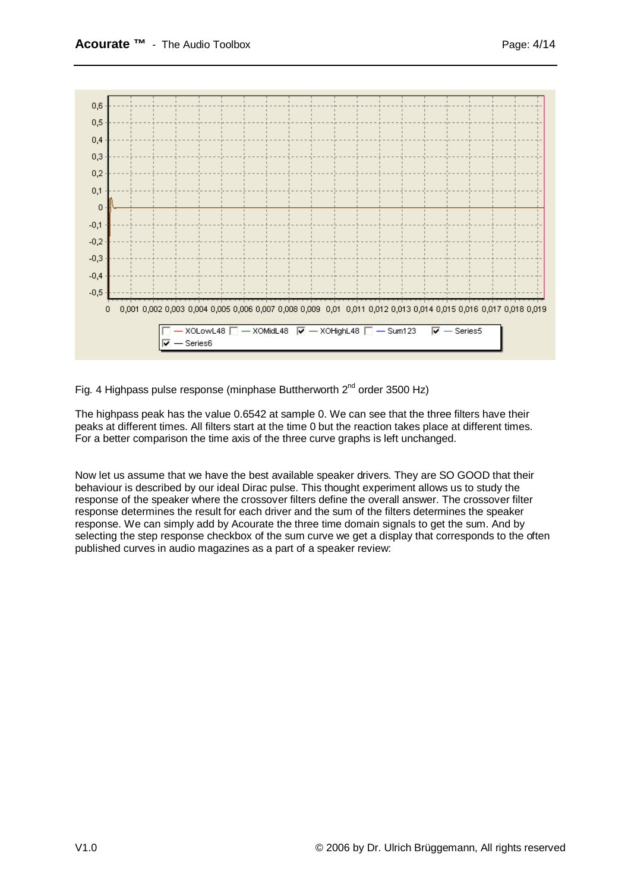Fig. 4 Highpass pulse response (minphase Buttherworth 2nd order 3500 Hz)

The highpass peak has the value 0.6542 at sample 0. We can see that the three filters have their peaks at different times. All filters start at the time 0 but the reaction takes place at different times. For a better comparison the time axis of the three curve graphs is left unchanged.

Now let us assume that we have the best available speaker drivers. They are SO GOOD that their behaviour is described by our ideal Dirac pulse. This thought experiment allows us to study the response of the speaker where the crossover filters define the overall answer. The crossover filter response determines the result for each driver and the sum of the filters determines the speaker response. We can simply add by Acourate the three time domain signals to get the sum. And by selecting the step response checkbox of the sum curve we get a display that corresponds to the often published curves in audio magazines as a part of a speaker review: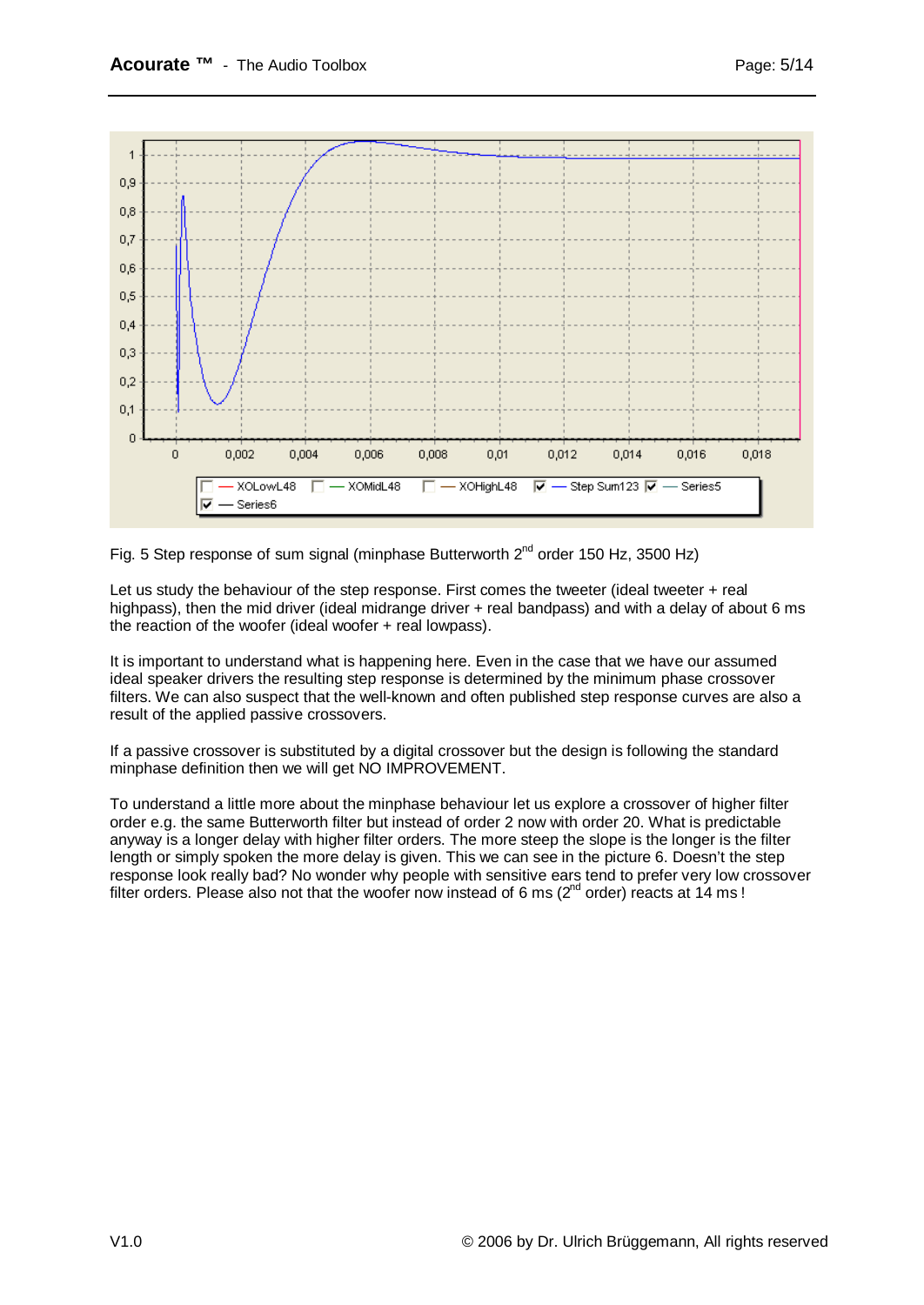Fig. 5 Step response of sum signal (minphase Butterworth 2nd order 150 Hz, 3500 Hz)

Let us study the behaviour of the step response. First comes the tweeter (ideal tweeter + real highpass), then the mid driver (ideal midrange driver + real bandpass) and with a delay of about 6 ms the reaction of the woofer (ideal woofer + real lowpass).

It is important to understand what is happening here. Even in the case that we have our assumed ideal speaker drivers the resulting step response is determined by the minimum phase crossover filters. We can also suspect that the well-known and often published step response curves are also a result of the applied passive crossovers.

If a passive crossover is substituted by a digital crossover but the design is following the standard minphase definition then we will get NO IMPROVEMENT.

To understand a little more about the minphase behaviour let us explore a crossover of higher filter order e.g. the same Butterworth filter but instead of order 2 now with order 20. What is predictable anyway is a longer delay with higher filter orders. The more steep the slope is the longer is the filter length or simply spoken the more delay is given. This we can see in the picture 6. Doesn't the step response look really bad? No wonder why people with sensitive ears tend to prefer very low crossover filter orders. Please also not that the woofer now instead of 6 ms (2nd order) reacts at 14 ms !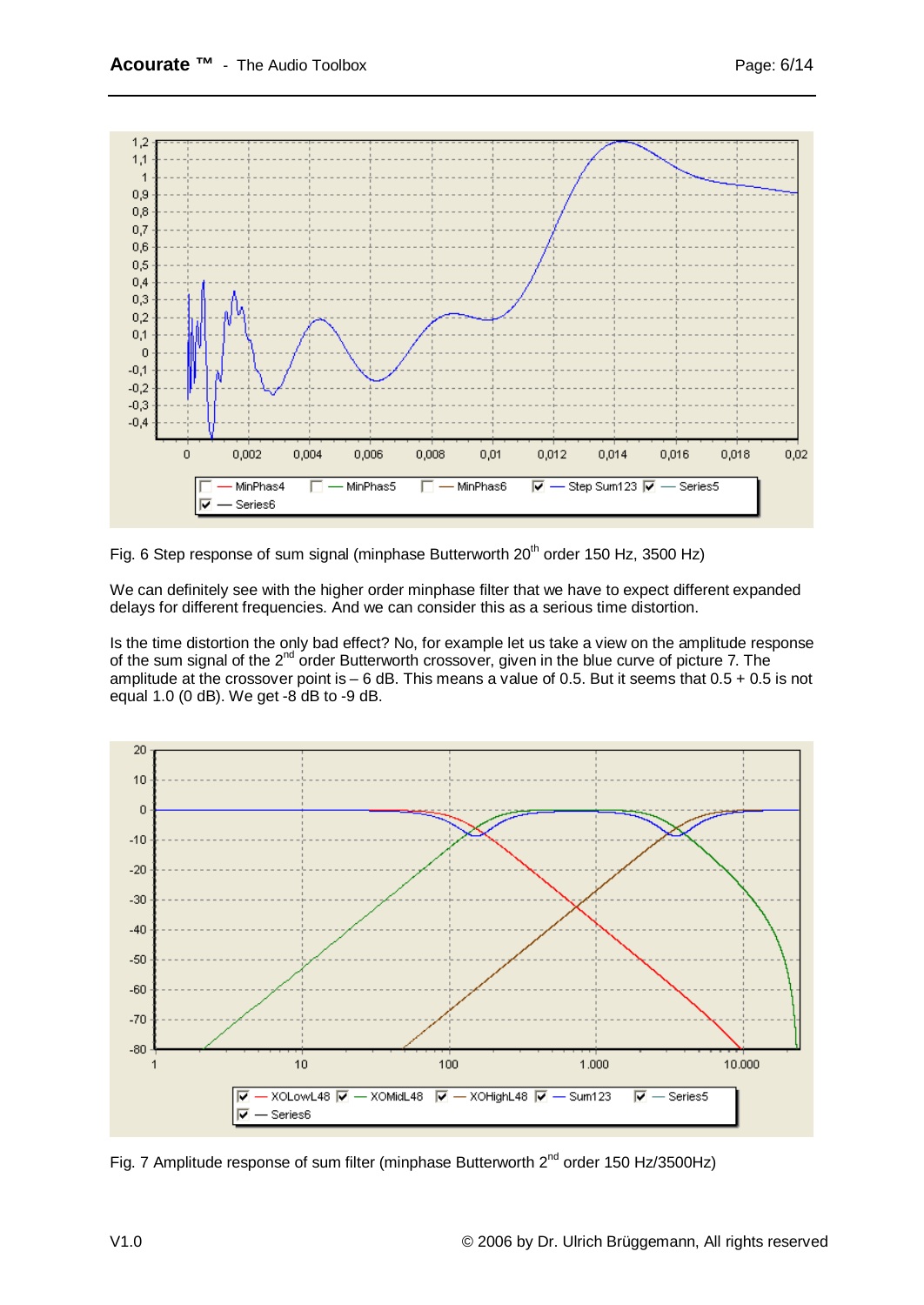Fig. 6 Step response of sum signal (minphase Butterworth $20^{th}$ order 150 Hz, 3500 Hz)

We can definitely see with the higher order minphase filter that we have to expect different expanded delays for different frequencies. And we can consider this as a serious time distortion.

Is the time distortion the only bad effect? No, for example let us take a view on the amplitude response of the sum signal of the $2^{nd}$ order Butterworth crossover, given in the blue curve of picture 7. The amplitude at the crossover point is – 6 dB. This means a value of 0.5. But it seems that 0.5 + 0.5 is not equal 1.0 (0 dB). We get -8 dB to -9 dB.

Fig. 7 Amplitude response of sum filter (minphase Butterworth $2^{nd}$ order 150 Hz/3500Hz)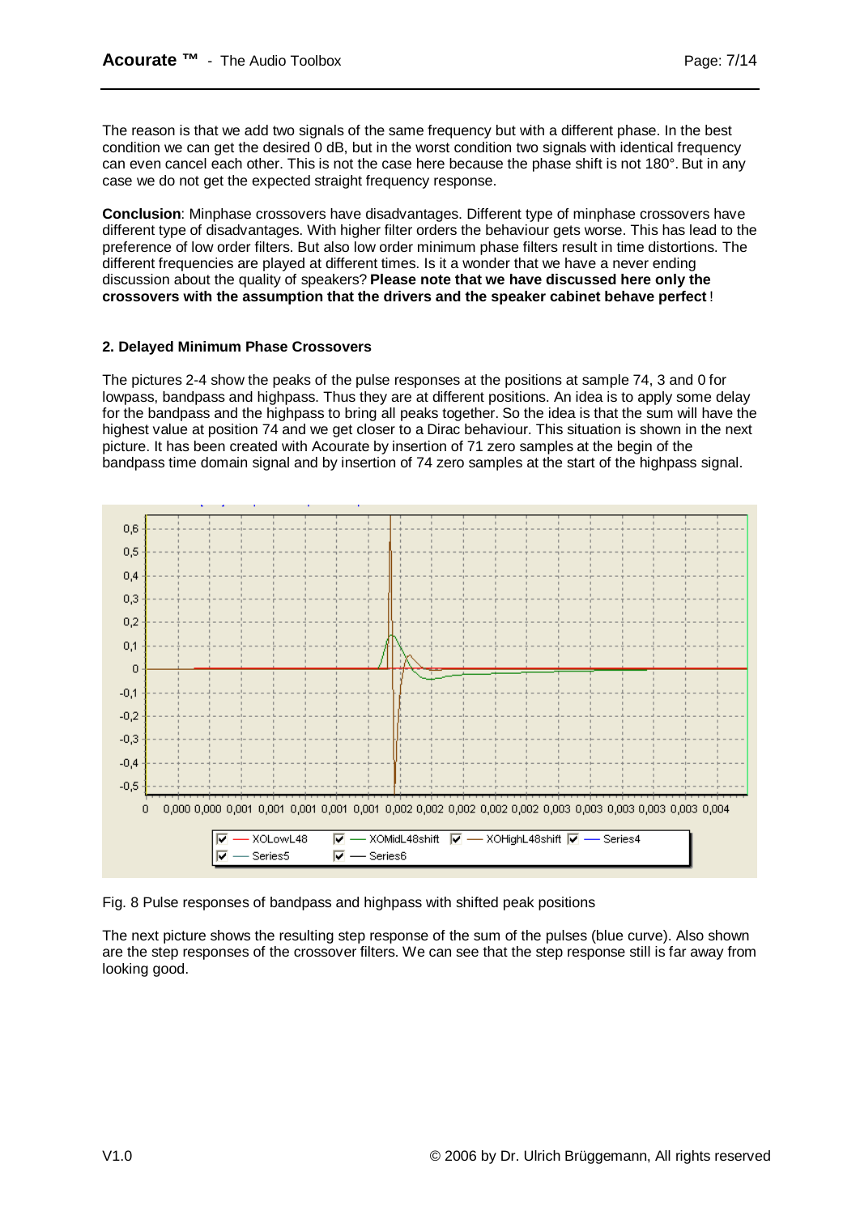The reason is that we add two signals of the same frequency but with a different phase. In the best condition we can get the desired 0 dB, but in the worst condition two signals with identical frequency can even cancel each other. This is not the case here because the phase shift is not 180°. But in any case we do not get the expected straight frequency response.

**Conclusion**: Minphase crossovers have disadvantages. Different type of minphase crossovers have different type of disadvantages. With higher filter orders the behaviour gets worse. This has lead to the preference of low order filters. But also low order minimum phase filters result in time distortions. The different frequencies are played at different times. Is it a wonder that we have a never ending discussion about the quality of speakers? **Please note that we have discussed here only the crossovers with the assumption that the drivers and the speaker cabinet behave perfect**!

### 2. Delayed Minimum Phase Crossovers

The pictures 2-4 show the peaks of the pulse responses at the positions at sample 74, 3 and 0 for lowpass, bandpass and highpass. Thus they are at different positions. An idea is to apply some delay for the bandpass and the highpass to bring all peaks together. So the idea is that the sum will have the highest value at position 74 and we get closer to a Dirac behaviour. This situation is shown in the next picture. It has been created with Acourate by insertion of 71 zero samples at the begin of the bandpass time domain signal and by insertion of 74 zero samples at the start of the highpass signal.

Fig. 8 Pulse responses of bandpass and highpass with shifted peak positions

The next picture shows the resulting step response of the sum of the pulses (blue curve). Also shown are the step responses of the crossover filters. We can see that the step response still is far away from looking good.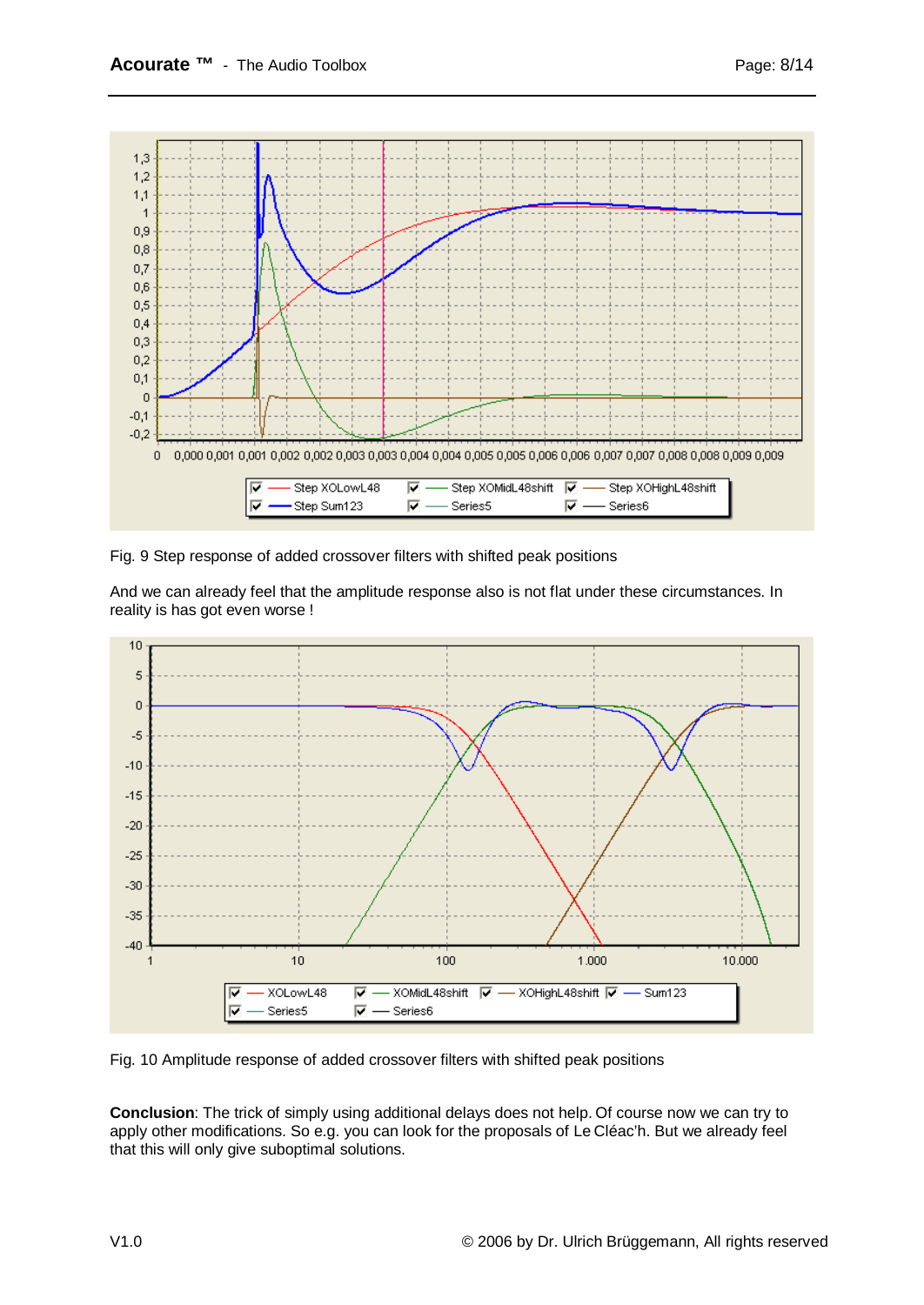Fig. 9 Step response of added crossover filters with shifted peak positions

And we can already feel that the amplitude response also is not flat under these circumstances. In reality is has got even worse !

Fig. 10 Amplitude response of added crossover filters with shifted peak positions

**Conclusion**: The trick of simply using additional delays does not help. Of course now we can try to apply other modifications. So e.g. you can look for the proposals of Le Cléac'h. But we already feel that this will only give suboptimal solutions.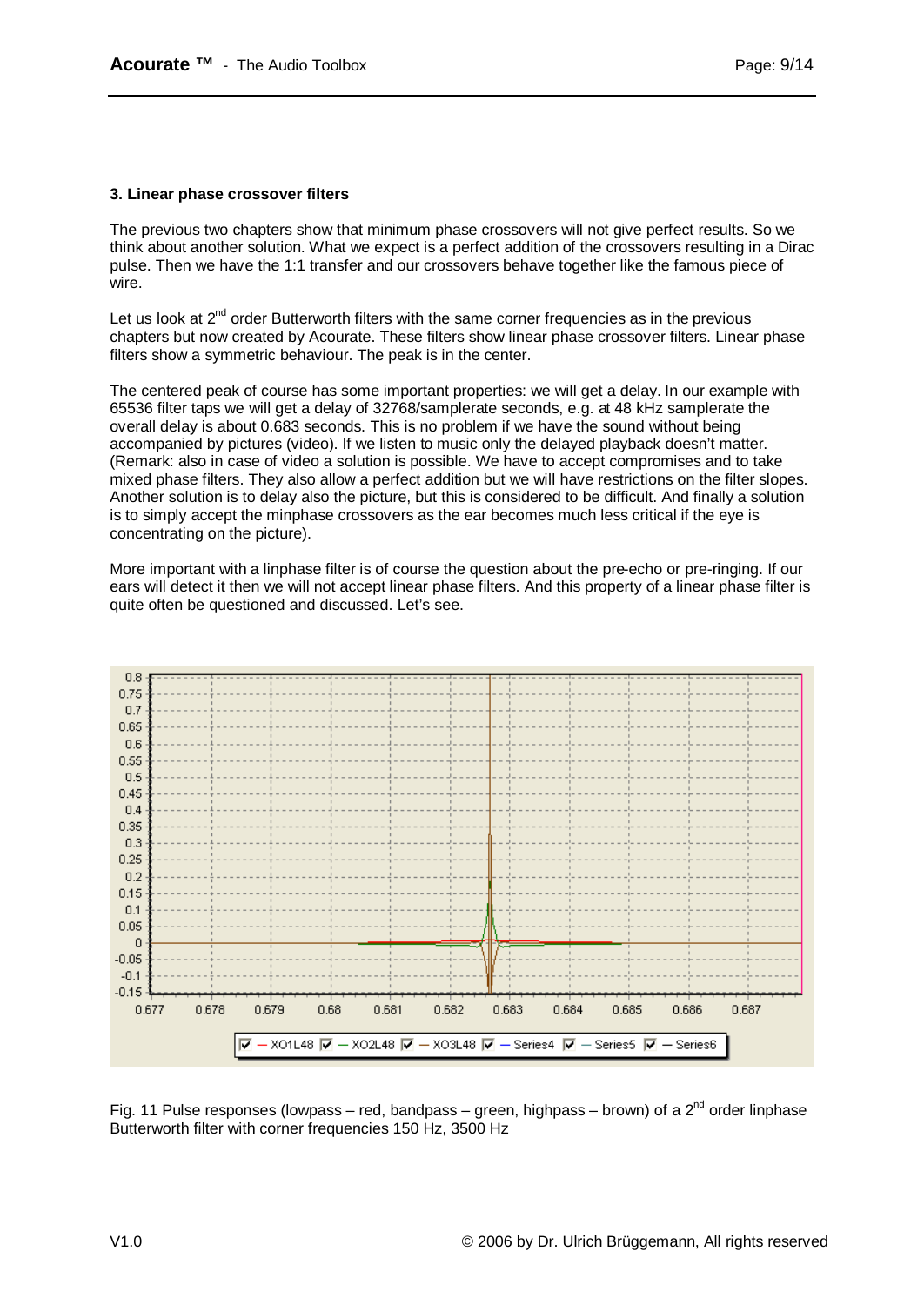### 3. Linear phase crossover filters

The previous two chapters show that minimum phase crossovers will not give perfect results. So we think about another solution. What we expect is a perfect addition of the crossovers resulting in a Dirac pulse. Then we have the 1:1 transfer and our crossovers behave together like the famous piece of wire.

Let us look at 2[nd] order Butterworth filters with the same corner frequencies as in the previous chapters but now created by Acourate. These filters show linear phase crossover filters. Linear phase filters show a symmetric behaviour. The peak is in the center.

The centered peak of course has some important properties: we will get a delay. In our example with 65536 filter taps we will get a delay of 32768/samplerate seconds, e.g. at 48 kHz samplerate the overall delay is about 0.683 seconds. This is no problem if we have the sound without being accompanied by pictures (video). If we listen to music only the delayed playback doesn't matter. (Remark: also in case of video a solution is possible. We have to accept compromises and to take mixed phase filters. They also allow a perfect addition but we will have restrictions on the filter slopes. Another solution is to delay also the picture, but this is considered to be difficult. And finally a solution is to simply accept the minphase crossovers as the ear becomes much less critical if the eye is concentrating on the picture).

More important with a linphase filter is of course the question about the pre-echo or pre-ringing. If our ears will detect it then we will not accept linear phase filters. And this property of a linear phase filter is quite often be questioned and discussed. Let's see.

Fig. 11 Pulse responses (lowpass – red, bandpass – green, highpass – brown) of a 2[nd] order linphase Butterworth filter with corner frequencies 150 Hz, 3500 Hz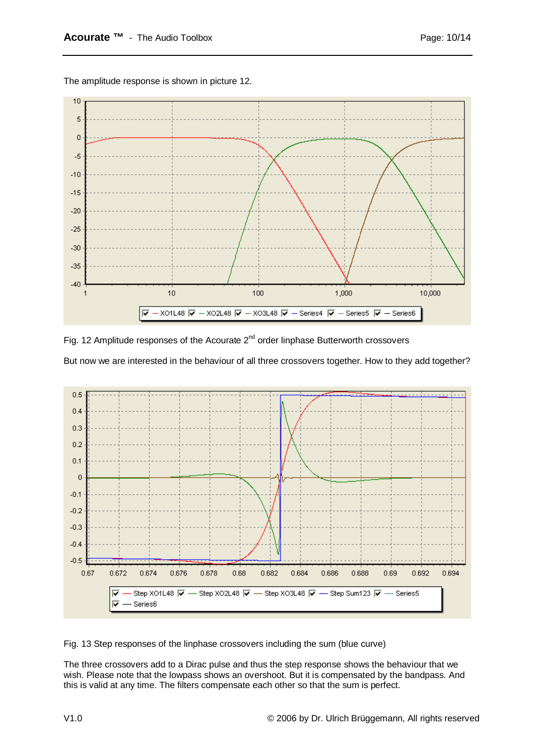The amplitude response is shown in picture 12.

Fig. 12 Amplitude responses of the Acourate 2[nd] order linphase Butterworth crossovers

But now we are interested in the behaviour of all three crossovers together. How to they add together?

Fig. 13 Step responses of the linphase crossovers including the sum (blue curve)

The three crossovers add to a Dirac pulse and thus the step response shows the behaviour that we wish. Please note that the lowpass shows an overshoot. But it is compensated by the bandpass. And this is valid at any time. The filters compensate each other so that the sum is perfect.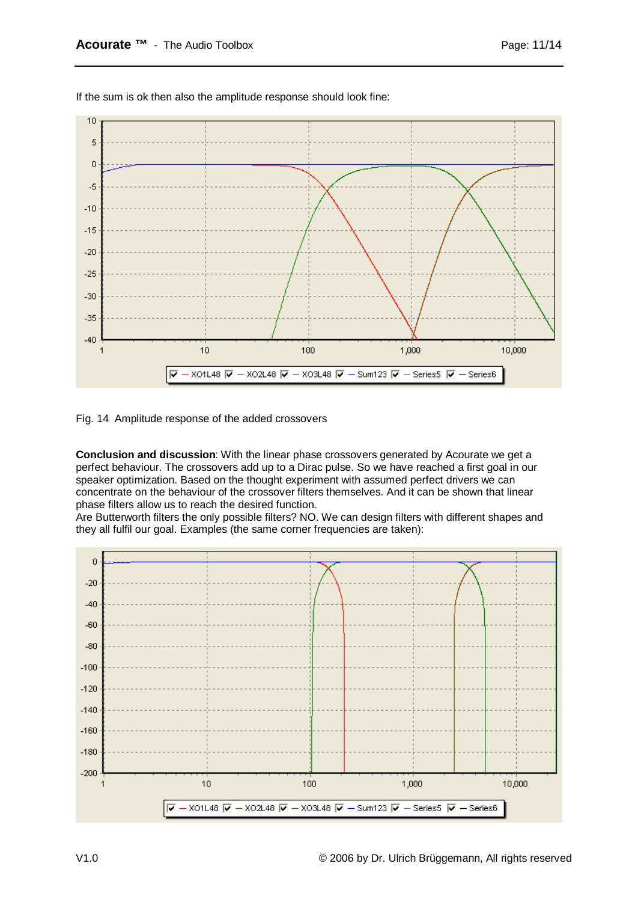If the sum is ok then also the amplitude response should look fine:

Fig. 14 Amplitude response of the added crossovers

**Conclusion and discussion**: With the linear phase crossovers generated by Acourate we get a perfect behaviour. The crossovers add up to a Dirac pulse. So we have reached a first goal in our speaker optimization. Based on the thought experiment with assumed perfect drivers we can concentrate on the behaviour of the crossover filters themselves. And it can be shown that linear phase filters allow us to reach the desired function.

Are Butterworth filters the only possible filters? NO. We can design filters with different shapes and they all fulfil our goal. Examples (the same corner frequencies are taken):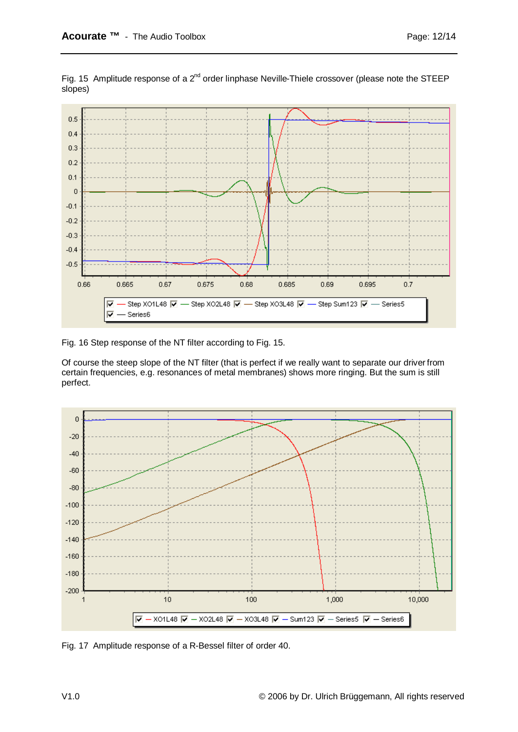Fig. 15 Amplitude response of a 2nd order linphase Neville-Thiele crossover (please note the STEEP slopes)

Fig. 16 Step response of the NT filter according to Fig. 15.

Of course the steep slope of the NT filter (that is perfect if we really want to separate our driver from certain frequencies, e.g. resonances of metal membranes) shows more ringing. But the sum is still perfect.

Fig. 17 Amplitude response of a R-Bessel filter of order 40.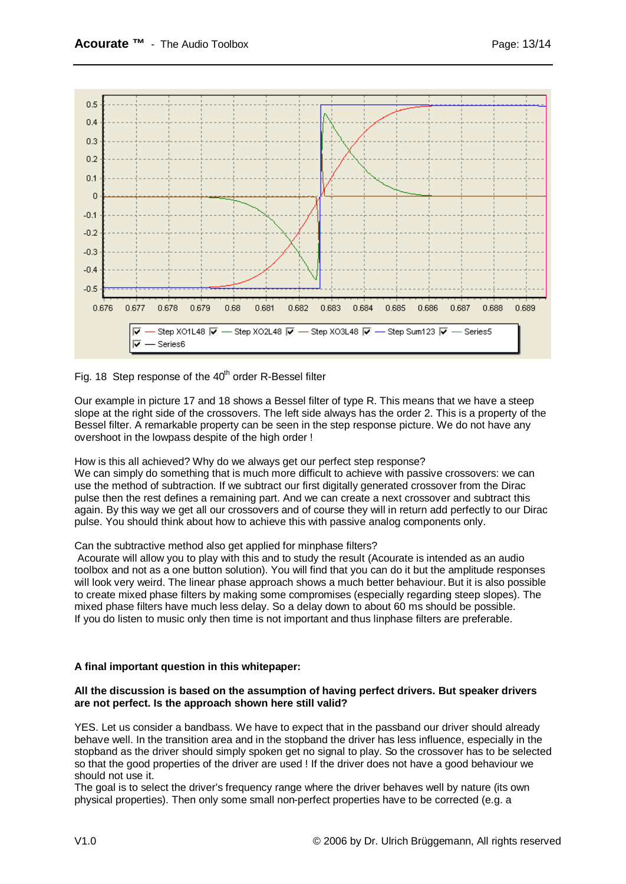Fig. 18 Step response of the 40th order R-Bessel filter

Our example in picture 17 and 18 shows a Bessel filter of type R. This means that we have a steep slope at the right side of the crossovers. The left side always has the order 2. This is a property of the Bessel filter. A remarkable property can be seen in the step response picture. We do not have any overshoot in the lowpass despite of the high order !

How is this all achieved? Why do we always get our perfect step response?
We can simply do something that is much more difficult to achieve with passive crossovers: we can use the method of subtraction. If we subtract our first digitally generated crossover from the Dirac pulse then the rest defines a remaining part. And we can create a next crossover and subtract this again. By this way we get all our crossovers and of course they will in return add perfectly to our Dirac pulse. You should think about how to achieve this with passive analog components only.

Can the subtractive method also get applied for minphase filters?
Acourate will allow you to play with this and to study the result (Acourate is intended as an audio toolbox and not as a one button solution). You will find that you can do it but the amplitude responses will look very weird. The linear phase approach shows a much better behaviour. But it is also possible to create mixed phase filters by making some compromises (especially regarding steep slopes). The mixed phase filters have much less delay. So a delay down to about 60 ms should be possible.
If you do listen to music only then time is not important and thus linphase filters are preferable.

**A final important question in this whitepaper:**

**All the discussion is based on the assumption of having perfect drivers. But speaker drivers are not perfect. Is the approach shown here still valid?**

YES. Let us consider a bandbass. We have to expect that in the passband our driver should already behave well. In the transition area and in the stopband the driver has less influence, especially in the stopband as the driver should simply spoken get no signal to play. So the crossover has to be selected so that the good properties of the driver are used ! If the driver does not have a good behaviour we should not use it.
The goal is to select the driver's frequency range where the driver behaves well by nature (its own physical properties). Then only some small non-perfect properties have to be corrected (e.g. a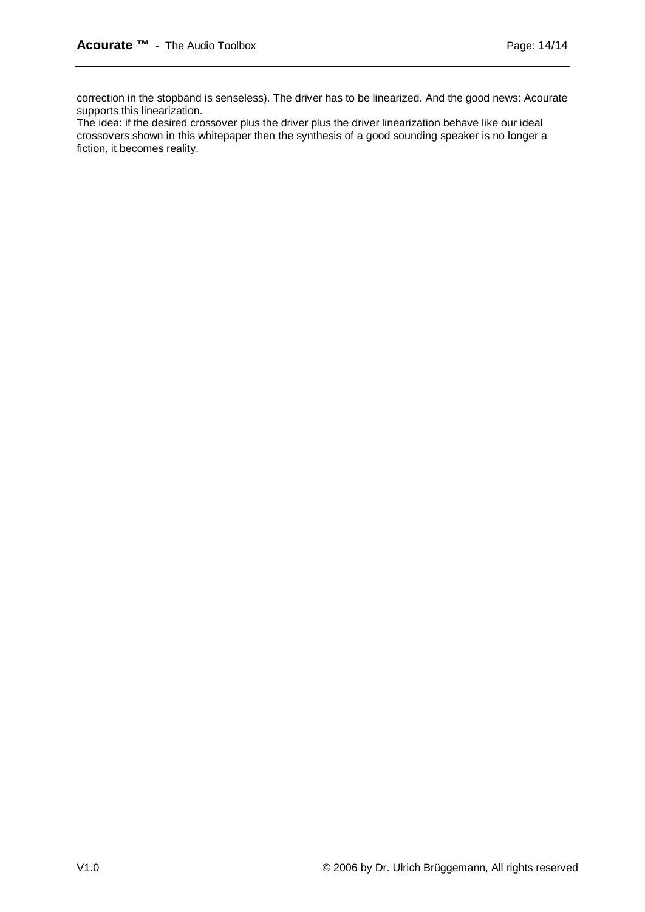correction in the stopband is senseless). The driver has to be linearized. And the good news: Acourate supports this linearization.
The idea: if the desired crossover plus the driver plus the driver linearization behave like our ideal crossovers shown in this whitepaper then the synthesis of a good sounding speaker is no longer a fiction, it becomes reality.